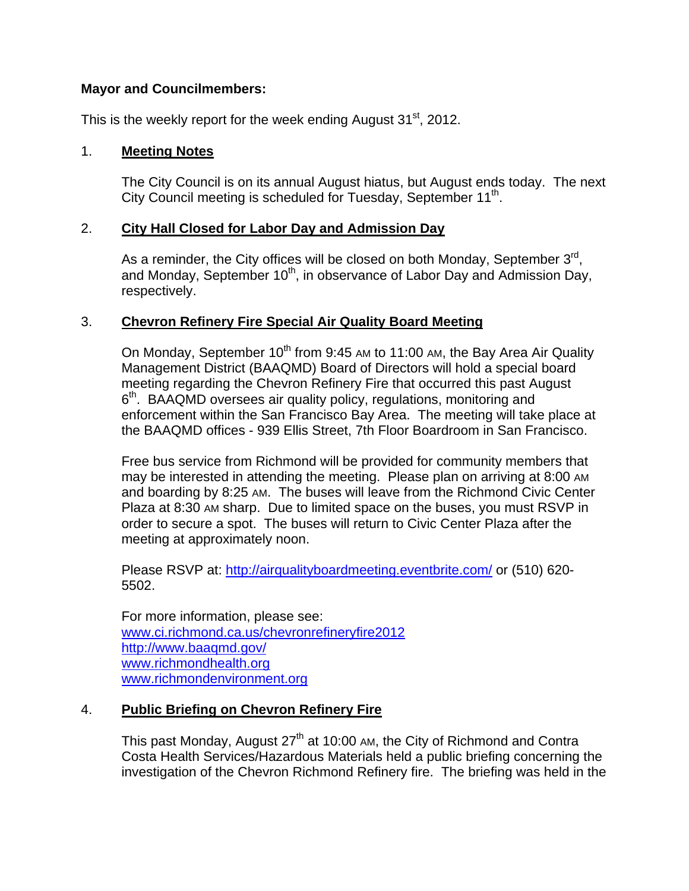**Mayor and Councilmembers:**

This is the weekly report for the week ending August 31st, 2012.

1. **Meeting Notes**

   The City Council is on its annual August hiatus, but August ends today. The next City Council meeting is scheduled for Tuesday, September 11th.

2. **City Hall Closed for Labor Day and Admission Day**

   As a reminder, the City offices will be closed on both Monday, September 3rd, and Monday, September 10th, in observance of Labor Day and Admission Day, respectively.

3. **Chevron Refinery Fire Special Air Quality Board Meeting**

   On Monday, September 10th from 9:45 AM to 11:00 AM, the Bay Area Air Quality Management District (BAAQMD) Board of Directors will hold a special board meeting regarding the Chevron Refinery Fire that occurred this past August 6th. BAAQMD oversees air quality policy, regulations, monitoring and enforcement within the San Francisco Bay Area. The meeting will take place at the BAAQMD offices - 939 Ellis Street, 7th Floor Boardroom in San Francisco.

   Free bus service from Richmond will be provided for community members that may be interested in attending the meeting. Please plan on arriving at 8:00 AM and boarding by 8:25 AM. The buses will leave from the Richmond Civic Center Plaza at 8:30 AM sharp. Due to limited space on the buses, you must RSVP in order to secure a spot. The buses will return to Civic Center Plaza after the meeting at approximately noon.

   Please RSVP at: http://airqualityboardmeeting.eventbrite.com/ or (510) 620-5502.

   For more information, please see:
   www.ci.richmond.ca.us/chevronrefineryfire2012
   http://www.baaqmd.gov/
   www.richmondhealth.org
   www.richmondenvironment.org

4. **Public Briefing on Chevron Refinery Fire**

   This past Monday, August 27th at 10:00 AM, the City of Richmond and Contra Costa Health Services/Hazardous Materials held a public briefing concerning the investigation of the Chevron Richmond Refinery fire. The briefing was held in the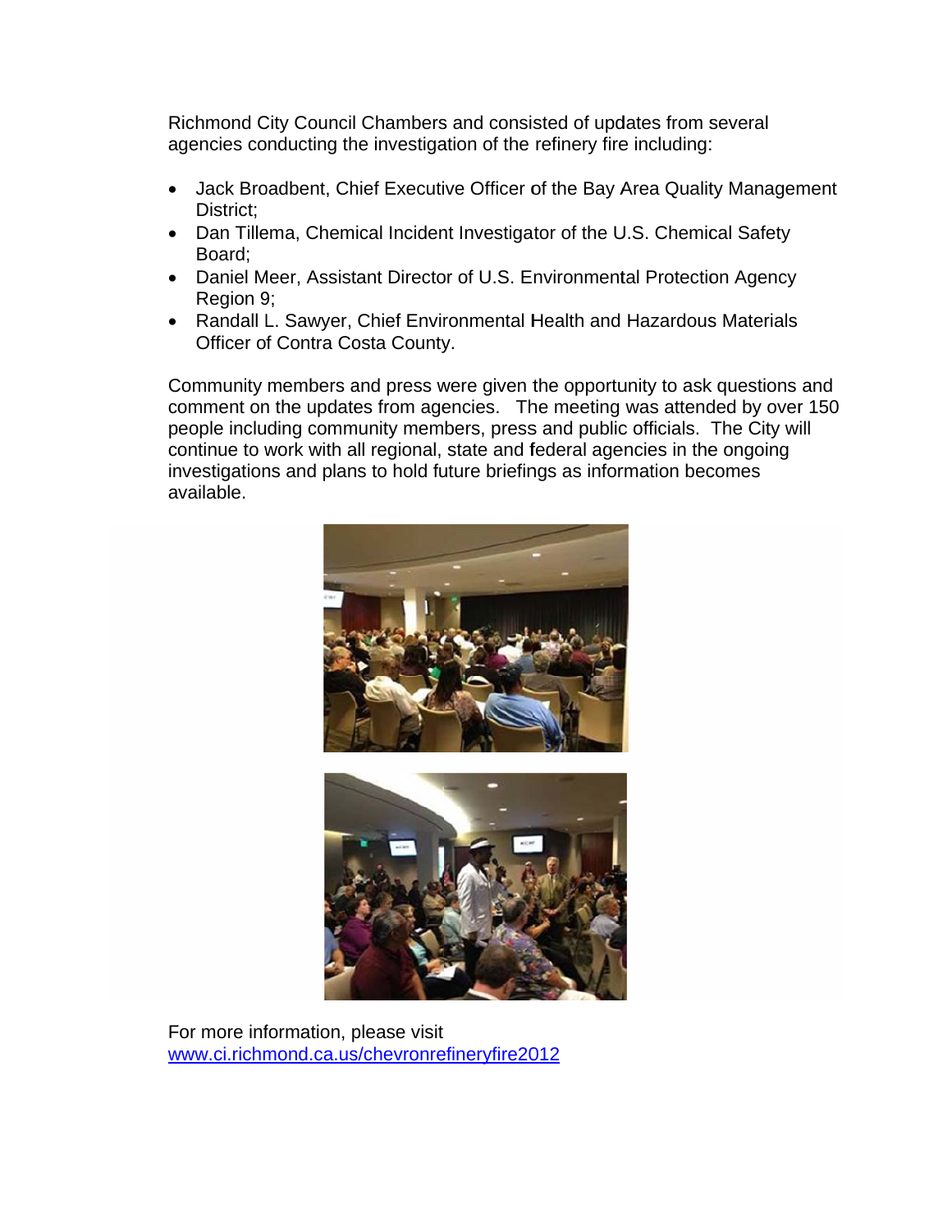Richmond City Council Chambers and consisted of updates from several agencies conducting the investigation of the refinery fire including:

- Jack Broadbent, Chief Executive Officer of the Bay Area Quality Management District;
- Dan Tillema, Chemical Incident Investigator of the U.S. Chemical Safety Board;
- Daniel Meer, Assistant Director of U.S. Environmental Protection Agency Region 9;
- Randall L. Sawyer, Chief Environmental Health and Hazardous Materials Officer of Contra Costa County.

Community members and press were given the opportunity to ask questions and comment on the updates from agencies. The meeting was attended by over 150 people including community members, press and public officials. The City will continue to work with all regional, state and federal agencies in the ongoing investigations and plans to hold future briefings as information becomes available.

For more information, please visit
www.ci.richmond.ca.us/chevronrefineryfire2012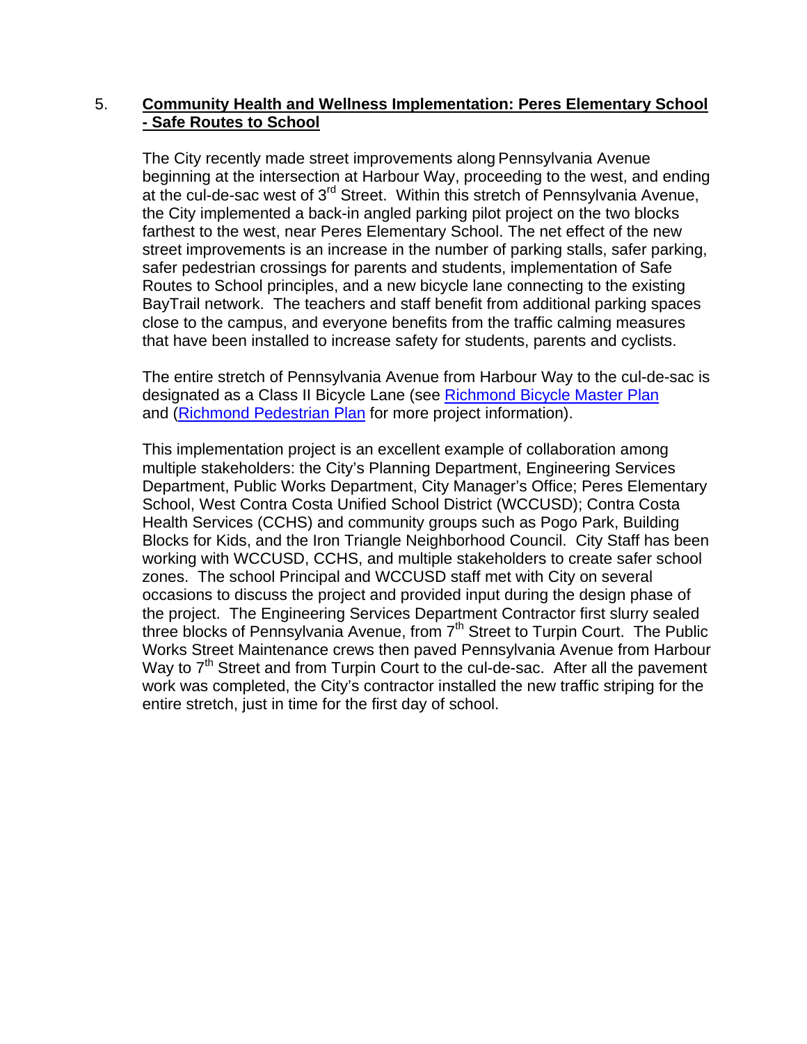5. **Community Health and Wellness Implementation: Peres Elementary School - Safe Routes to School**

The City recently made street improvements along Pennsylvania Avenue beginning at the intersection at Harbour Way, proceeding to the west, and ending at the cul-de-sac west of 3rd Street. Within this stretch of Pennsylvania Avenue, the City implemented a back-in angled parking pilot project on the two blocks farthest to the west, near Peres Elementary School. The net effect of the new street improvements is an increase in the number of parking stalls, safer parking, safer pedestrian crossings for parents and students, implementation of Safe Routes to School principles, and a new bicycle lane connecting to the existing BayTrail network. The teachers and staff benefit from additional parking spaces close to the campus, and everyone benefits from the traffic calming measures that have been installed to increase safety for students, parents and cyclists.

The entire stretch of Pennsylvania Avenue from Harbour Way to the cul-de-sac is designated as a Class II Bicycle Lane (see Richmond Bicycle Master Plan and (Richmond Pedestrian Plan for more project information).

This implementation project is an excellent example of collaboration among multiple stakeholders: the City's Planning Department, Engineering Services Department, Public Works Department, City Manager's Office; Peres Elementary School, West Contra Costa Unified School District (WCCUSD); Contra Costa Health Services (CCHS) and community groups such as Pogo Park, Building Blocks for Kids, and the Iron Triangle Neighborhood Council. City Staff has been working with WCCUSD, CCHS, and multiple stakeholders to create safer school zones. The school Principal and WCCUSD staff met with City on several occasions to discuss the project and provided input during the design phase of the project. The Engineering Services Department Contractor first slurry sealed three blocks of Pennsylvania Avenue, from 7th Street to Turpin Court. The Public Works Street Maintenance crews then paved Pennsylvania Avenue from Harbour Way to 7th Street and from Turpin Court to the cul-de-sac. After all the pavement work was completed, the City's contractor installed the new traffic striping for the entire stretch, just in time for the first day of school.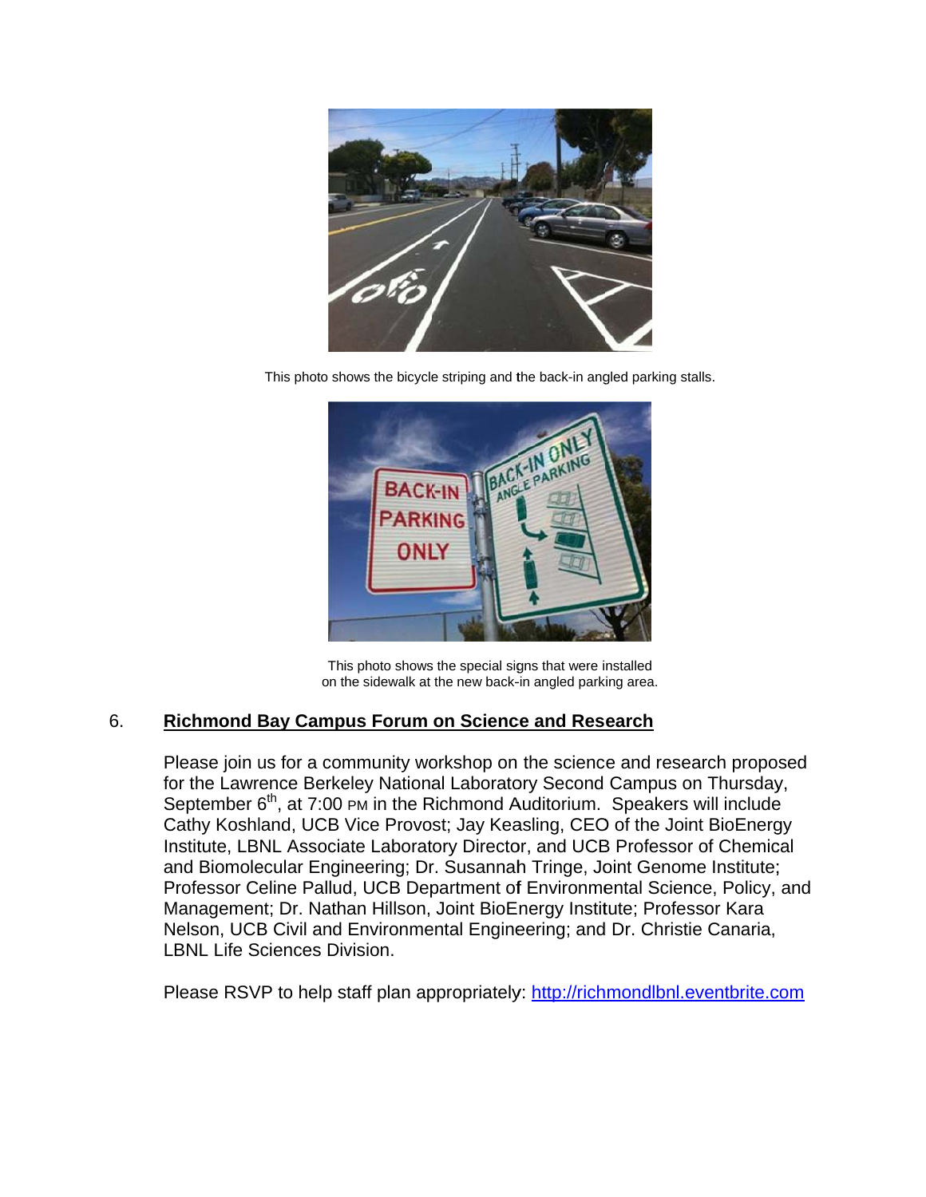This photo shows the bicycle striping and the back-in angled parking stalls.

This photo shows the special signs that were installed on the sidewalk at the new back-in angled parking area.

6. **Richmond Bay Campus Forum on Science and Research**

Please join us for a community workshop on the science and research proposed for the Lawrence Berkeley National Laboratory Second Campus on Thursday, September 6th, at 7:00 PM in the Richmond Auditorium. Speakers will include Cathy Koshland, UCB Vice Provost; Jay Keasling, CEO of the Joint BioEnergy Institute, LBNL Associate Laboratory Director, and UCB Professor of Chemical and Biomolecular Engineering; Dr. Susannah Tringe, Joint Genome Institute; Professor Celine Pallud, UCB Department of Environmental Science, Policy, and Management; Dr. Nathan Hillson, Joint BioEnergy Institute; Professor Kara Nelson, UCB Civil and Environmental Engineering; and Dr. Christie Canaria, LBNL Life Sciences Division.

Please RSVP to help staff plan appropriately: http://richmondlbnl.eventbrite.com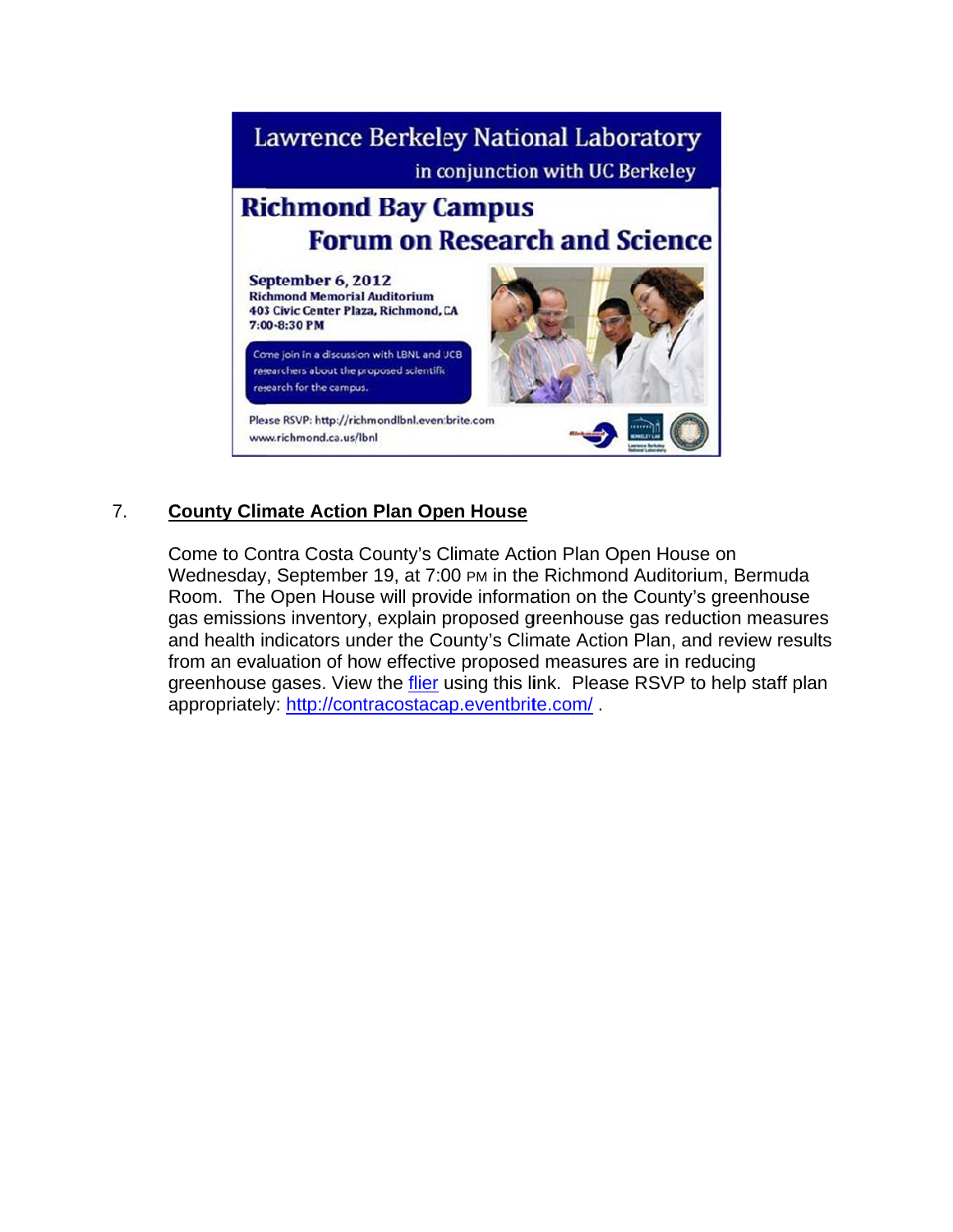Lawrence Berkeley National Laboratory

in conjunction with UC Berkeley

**Richmond Bay Campus**

**Forum on Research and Science**

**September 6, 2012**
**Richmond Memorial Auditorium**
**403 Civic Center Plaza, Richmond, CA**
**7:00-8:30 PM**

Come join in a discussion with LBNL and UCB researchers about the proposed scientific research for the campus.

Please RSVP: http://richmondlbnl.eventbrite.com
www.richmond.ca.us/lbnl

7. **County Climate Action Plan Open House**

Come to Contra Costa County's Climate Action Plan Open House on Wednesday, September 19, at 7:00 PM in the Richmond Auditorium, Bermuda Room. The Open House will provide information on the County's greenhouse gas emissions inventory, explain proposed greenhouse gas reduction measures and health indicators under the County's Climate Action Plan, and review results from an evaluation of how effective proposed measures are in reducing greenhouse gases. View the flier using this link. Please RSVP to help staff plan appropriately: http://contracostacap.eventbrite.com/ .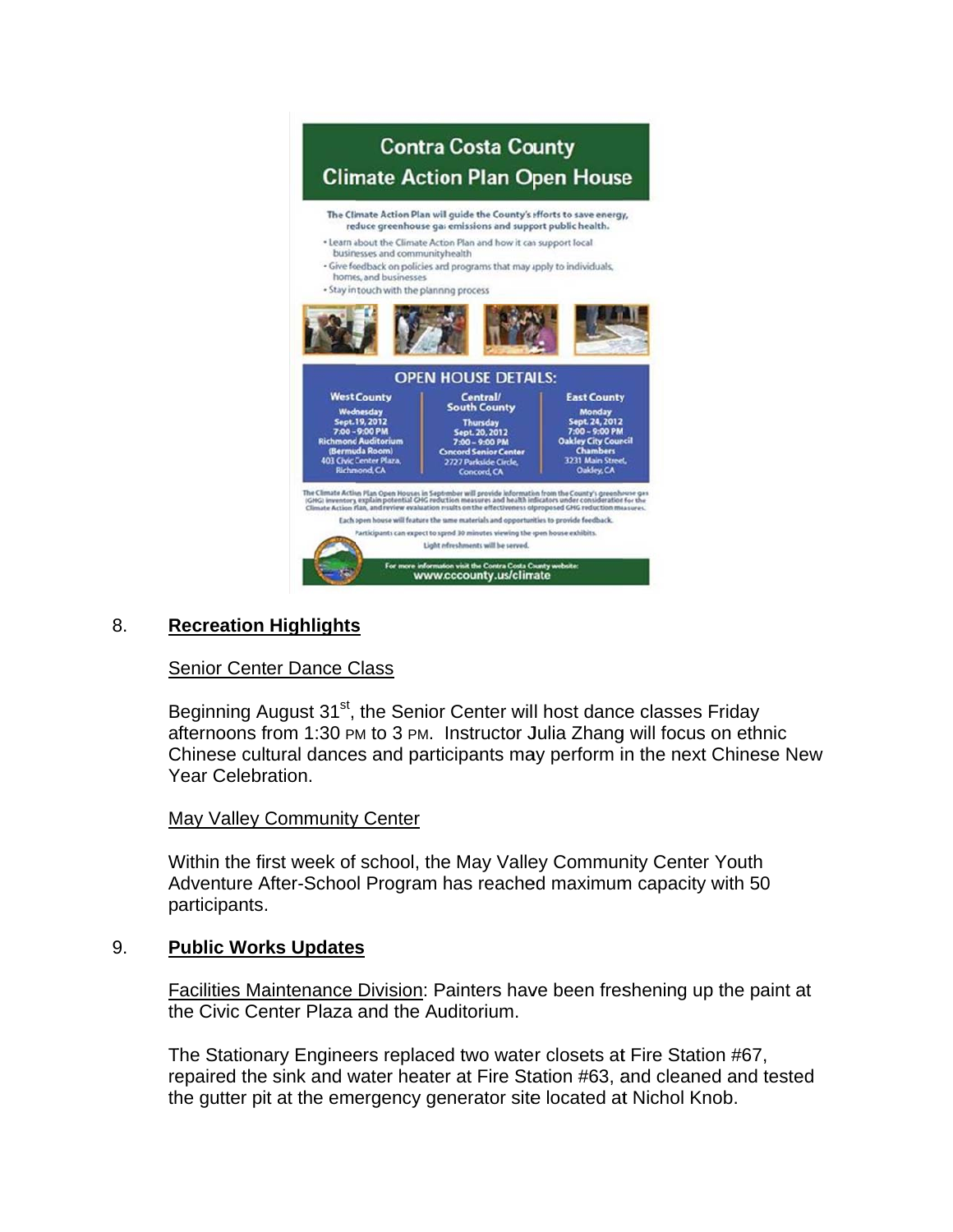# Contra Costa County Climate Action Plan Open House

The Climate Action Plan will guide the County's efforts to save energy, reduce greenhouse gas emissions and support public health.

- Learn about the Climate Action Plan and how it can support local businesses and community health
- Give feedback on policies and programs that may apply to individuals, homes, and businesses
- Stay in touch with the planning process

## OPEN HOUSE DETAILS:

| West County | Central/ South County | East County |
|---|---|---|
| Wednesday Sept. 19, 2012 7:00 - 9:00 PM Richmond Auditorium (Bermuda Room) 403 Civic Center Plaza, Richmond, CA | Thursday Sept. 20, 2012 7:00 - 9:00 PM Concord Senior Center 2727 Parkside Circle, Concord, CA | Monday Sept. 24, 2012 7:00 - 9:00 PM Oakley City Council Chambers 3231 Main Street, Oakley, CA |

The Climate Action Plan Open Houses in September will provide information from the County's greenhouse gas (GHG) inventory, explain potential GHG reduction measures and health indicators under consideration for the Climate Action Plan, and review evaluation results on the effectiveness of proposed GHG reduction measures.

Each open house will feature the same materials and opportunities to provide feedback.

Participants can expect to spend 30 minutes viewing the open house exhibits.

Light refreshments will be served.

For more information visit the Contra Costa County website: www.cccounty.us/climate

8. **Recreation Highlights**

Senior Center Dance Class

Beginning August 31st, the Senior Center will host dance classes Friday afternoons from 1:30 PM to 3 PM. Instructor Julia Zhang will focus on ethnic Chinese cultural dances and participants may perform in the next Chinese New Year Celebration.

May Valley Community Center

Within the first week of school, the May Valley Community Center Youth Adventure After-School Program has reached maximum capacity with 50 participants.

9. **Public Works Updates**

Facilities Maintenance Division: Painters have been freshening up the paint at the Civic Center Plaza and the Auditorium.

The Stationary Engineers replaced two water closets at Fire Station #67, repaired the sink and water heater at Fire Station #63, and cleaned and tested the gutter pit at the emergency generator site located at Nichol Knob.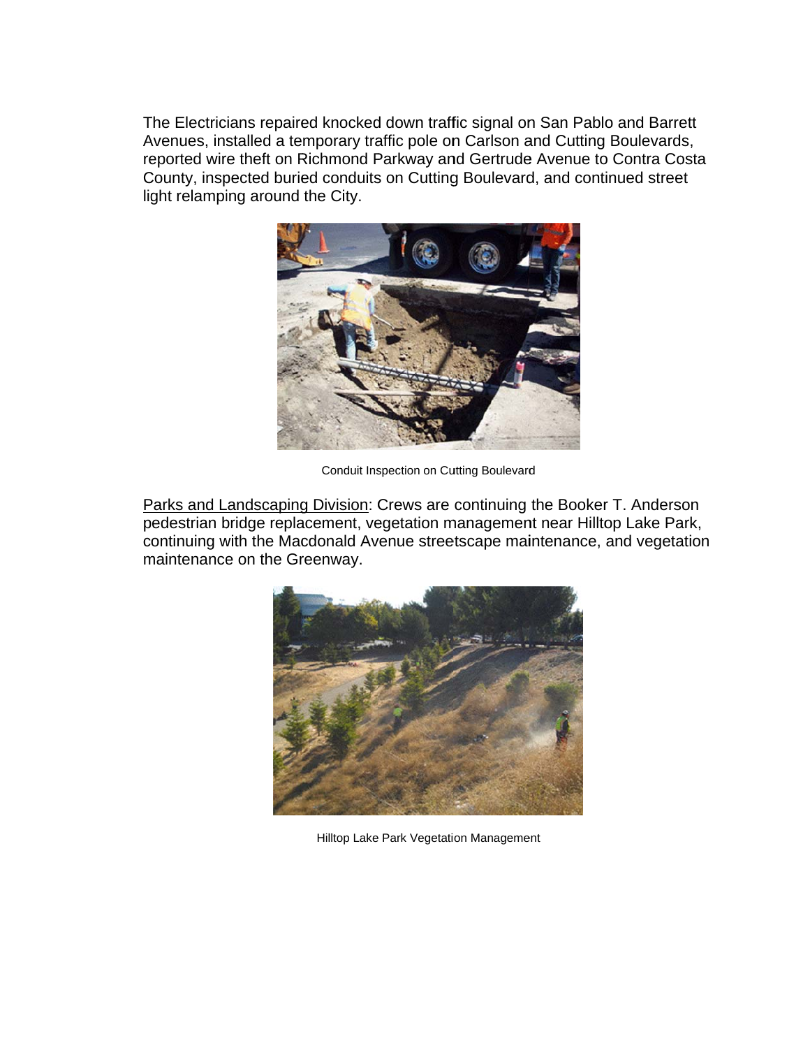The Electricians repaired knocked down traffic signal on San Pablo and Barrett Avenues, installed a temporary traffic pole on Carlson and Cutting Boulevards, reported wire theft on Richmond Parkway and Gertrude Avenue to Contra Costa County, inspected buried conduits on Cutting Boulevard, and continued street light relamping around the City.

Conduit Inspection on Cutting Boulevard

<u>Parks and Landscaping Division</u>: Crews are continuing the Booker T. Anderson pedestrian bridge replacement, vegetation management near Hilltop Lake Park, continuing with the Macdonald Avenue streetscape maintenance, and vegetation maintenance on the Greenway.

Hilltop Lake Park Vegetation Management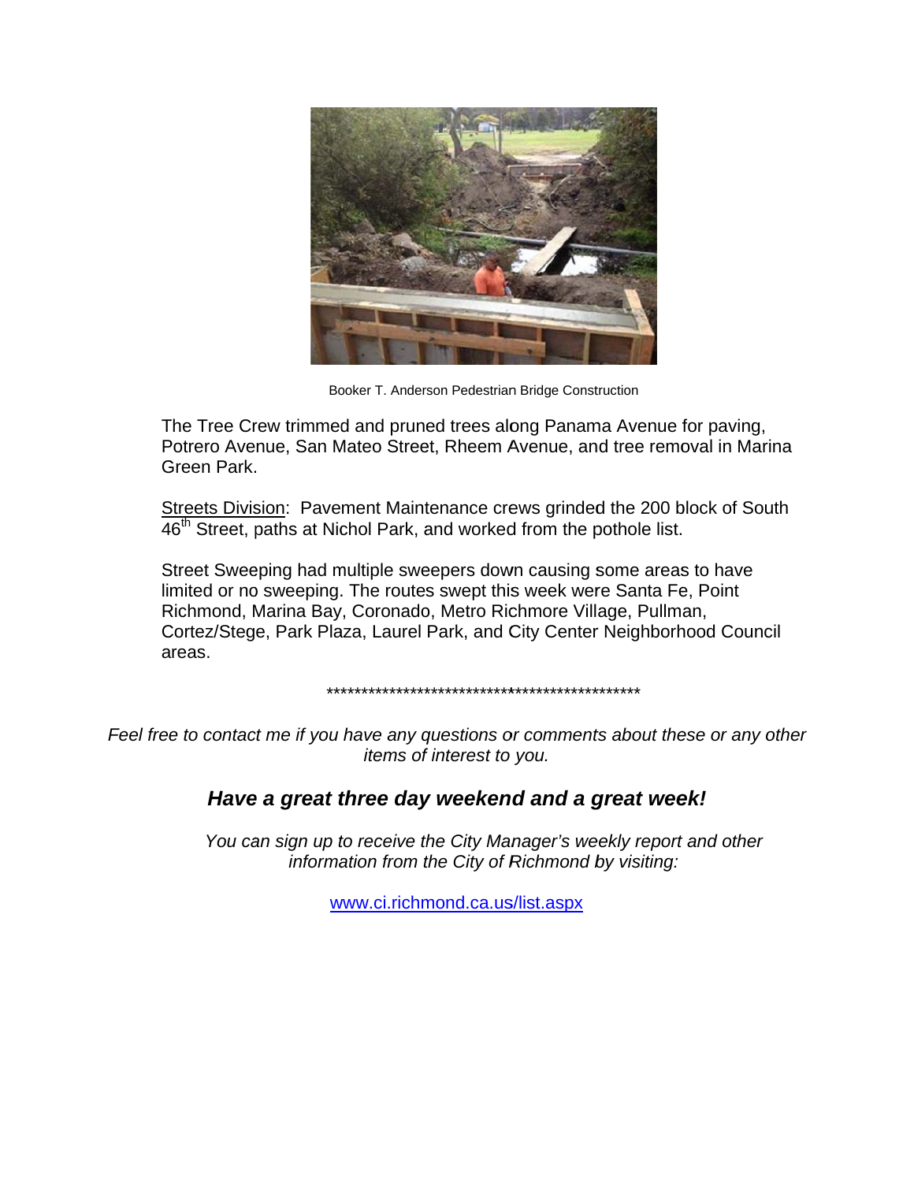Booker T. Anderson Pedestrian Bridge Construction

The Tree Crew trimmed and pruned trees along Panama Avenue for paving, Potrero Avenue, San Mateo Street, Rheem Avenue, and tree removal in Marina Green Park.

Streets Division: Pavement Maintenance crews grinded the 200 block of South 46th Street, paths at Nichol Park, and worked from the pothole list.

Street Sweeping had multiple sweepers down causing some areas to have limited or no sweeping. The routes swept this week were Santa Fe, Point Richmond, Marina Bay, Coronado, Metro Richmore Village, Pullman, Cortez/Stege, Park Plaza, Laurel Park, and City Center Neighborhood Council areas.

\*\*\*\*\*\*\*\*\*\*\*\*\*\*\*\*\*\*\*\*\*\*\*\*\*\*\*\*\*\*\*\*\*\*\*\*\*\*\*\*\*\*\*\*\*\*\*\*

*Feel free to contact me if you have any questions or comments about these or any other items of interest to you.*

***Have a great three day weekend and a great week!***

*You can sign up to receive the City Manager's weekly report and other information from the City of Richmond by visiting:*

www.ci.richmond.ca.us/list.aspx